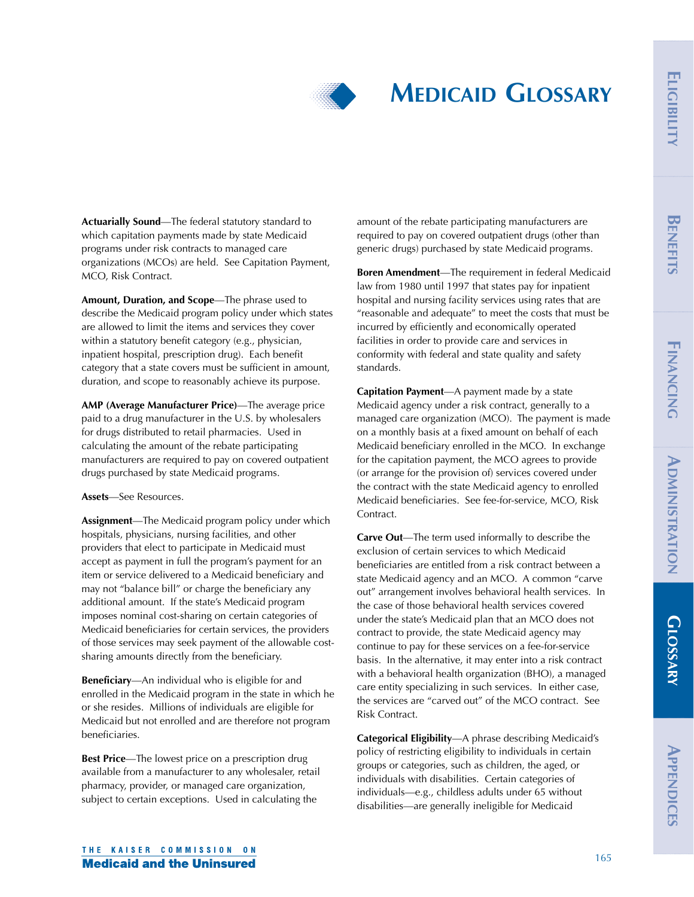# Medicaid Glossary

**Actuarially Sound**—The federal statutory standard to which capitation payments made by state Medicaid programs under risk contracts to managed care organizations (MCOs) are held. See Capitation Payment, MCO, Risk Contract.

**Amount, Duration, and Scope**—The phrase used to describe the Medicaid program policy under which states are allowed to limit the items and services they cover within a statutory benefit category (e.g., physician, inpatient hospital, prescription drug). Each benefit category that a state covers must be sufficient in amount, duration, and scope to reasonably achieve its purpose.

**AMP (Average Manufacturer Price)**—The average price paid to a drug manufacturer in the U.S. by wholesalers for drugs distributed to retail pharmacies. Used in calculating the amount of the rebate participating manufacturers are required to pay on covered outpatient drugs purchased by state Medicaid programs.

**Assets**—See Resources.

**Assignment**—The Medicaid program policy under which hospitals, physicians, nursing facilities, and other providers that elect to participate in Medicaid must accept as payment in full the program's payment for an item or service delivered to a Medicaid beneficiary and may not "balance bill" or charge the beneficiary any additional amount. If the state's Medicaid program imposes nominal cost-sharing on certain categories of Medicaid beneficiaries for certain services, the providers of those services may seek payment of the allowable cost-sharing amounts directly from the beneficiary.

**Beneficiary**—An individual who is eligible for and enrolled in the Medicaid program in the state in which he or she resides. Millions of individuals are eligible for Medicaid but not enrolled and are therefore not program beneficiaries.

**Best Price**—The lowest price on a prescription drug available from a manufacturer to any wholesaler, retail pharmacy, provider, or managed care organization, subject to certain exceptions. Used in calculating the amount of the rebate participating manufacturers are required to pay on covered outpatient drugs (other than generic drugs) purchased by state Medicaid programs.

**Boren Amendment**—The requirement in federal Medicaid law from 1980 until 1997 that states pay for inpatient hospital and nursing facility services using rates that are "reasonable and adequate" to meet the costs that must be incurred by efficiently and economically operated facilities in order to provide care and services in conformity with federal and state quality and safety standards.

**Capitation Payment**—A payment made by a state Medicaid agency under a risk contract, generally to a managed care organization (MCO). The payment is made on a monthly basis at a fixed amount on behalf of each Medicaid beneficiary enrolled in the MCO. In exchange for the capitation payment, the MCO agrees to provide (or arrange for the provision of) services covered under the contract with the state Medicaid agency to enrolled Medicaid beneficiaries. See fee-for-service, MCO, Risk Contract.

**Carve Out**—The term used informally to describe the exclusion of certain services to which Medicaid beneficiaries are entitled from a risk contract between a state Medicaid agency and an MCO. A common "carve out" arrangement involves behavioral health services. In the case of those behavioral health services covered under the state's Medicaid plan that an MCO does not contract to provide, the state Medicaid agency may continue to pay for these services on a fee-for-service basis. In the alternative, it may enter into a risk contract with a behavioral health organization (BHO), a managed care entity specializing in such services. In either case, the services are "carved out" of the MCO contract. See Risk Contract.

**Categorical Eligibility**—A phrase describing Medicaid's policy of restricting eligibility to individuals in certain groups or categories, such as children, the aged, or individuals with disabilities. Certain categories of individuals—e.g., childless adults under 65 without disabilities—are generally ineligible for Medicaid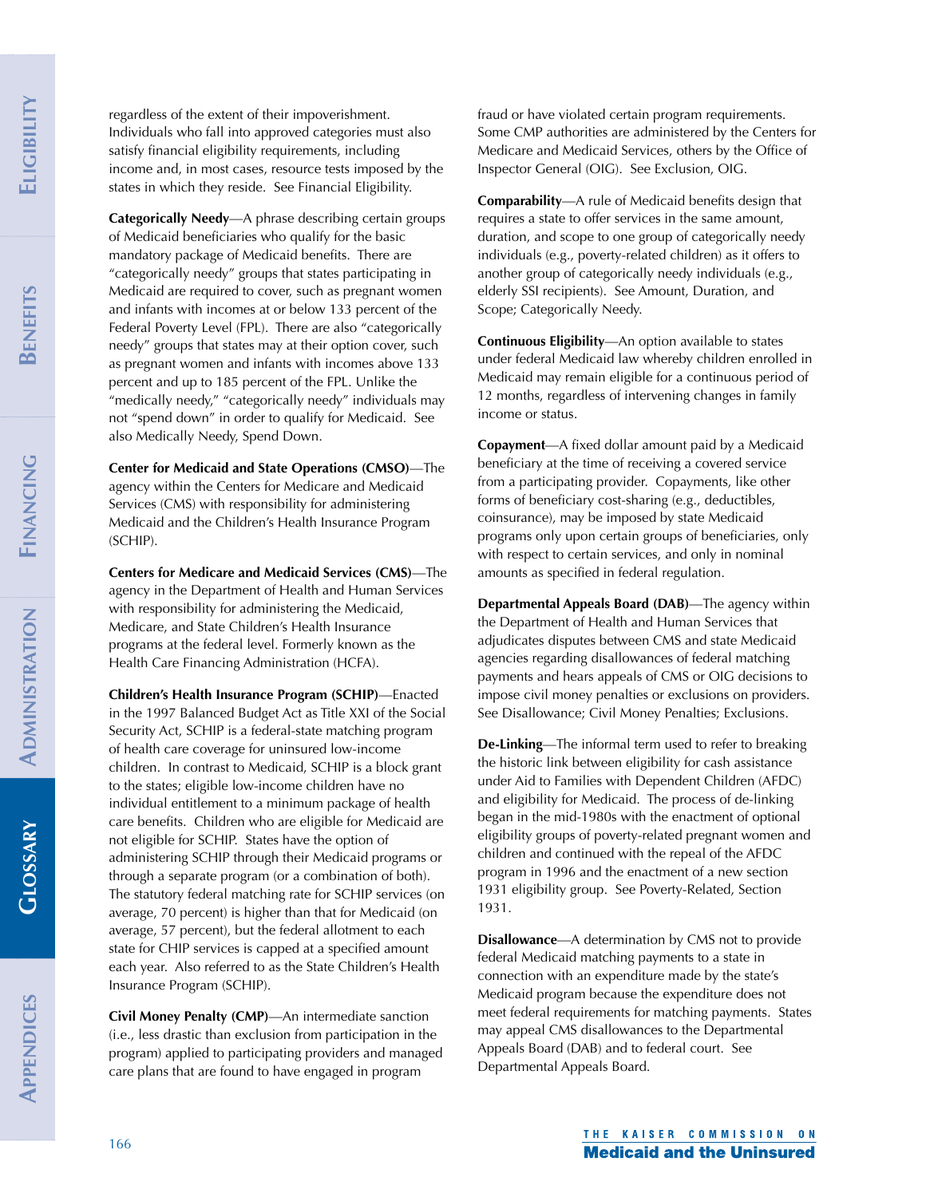regardless of the extent of their impoverishment. Individuals who fall into approved categories must also satisfy financial eligibility requirements, including income and, in most cases, resource tests imposed by the states in which they reside. See Financial Eligibility.

**Categorically Needy**—A phrase describing certain groups of Medicaid beneficiaries who qualify for the basic mandatory package of Medicaid benefits. There are "categorically needy" groups that states participating in Medicaid are required to cover, such as pregnant women and infants with incomes at or below 133 percent of the Federal Poverty Level (FPL). There are also "categorically needy" groups that states may at their option cover, such as pregnant women and infants with incomes above 133 percent and up to 185 percent of the FPL. Unlike the "medically needy," "categorically needy" individuals may not "spend down" in order to qualify for Medicaid. See also Medically Needy, Spend Down.

**Center for Medicaid and State Operations (CMSO)**—The agency within the Centers for Medicare and Medicaid Services (CMS) with responsibility for administering Medicaid and the Children's Health Insurance Program (SCHIP).

**Centers for Medicare and Medicaid Services (CMS)**—The agency in the Department of Health and Human Services with responsibility for administering the Medicaid, Medicare, and State Children's Health Insurance programs at the federal level. Formerly known as the Health Care Financing Administration (HCFA).

**Children's Health Insurance Program (SCHIP)**—Enacted in the 1997 Balanced Budget Act as Title XXI of the Social Security Act, SCHIP is a federal-state matching program of health care coverage for uninsured low-income children. In contrast to Medicaid, SCHIP is a block grant to the states; eligible low-income children have no individual entitlement to a minimum package of health care benefits. Children who are eligible for Medicaid are not eligible for SCHIP. States have the option of administering SCHIP through their Medicaid programs or through a separate program (or a combination of both). The statutory federal matching rate for SCHIP services (on average, 70 percent) is higher than that for Medicaid (on average, 57 percent), but the federal allotment to each state for CHIP services is capped at a specified amount each year. Also referred to as the State Children's Health Insurance Program (SCHIP).

**Civil Money Penalty (CMP)**—An intermediate sanction (i.e., less drastic than exclusion from participation in the program) applied to participating providers and managed care plans that are found to have engaged in program fraud or have violated certain program requirements. Some CMP authorities are administered by the Centers for Medicare and Medicaid Services, others by the Office of Inspector General (OIG). See Exclusion, OIG.

**Comparability**—A rule of Medicaid benefits design that requires a state to offer services in the same amount, duration, and scope to one group of categorically needy individuals (e.g., poverty-related children) as it offers to another group of categorically needy individuals (e.g., elderly SSI recipients). See Amount, Duration, and Scope; Categorically Needy.

**Continuous Eligibility**—An option available to states under federal Medicaid law whereby children enrolled in Medicaid may remain eligible for a continuous period of 12 months, regardless of intervening changes in family income or status.

**Copayment**—A fixed dollar amount paid by a Medicaid beneficiary at the time of receiving a covered service from a participating provider. Copayments, like other forms of beneficiary cost-sharing (e.g., deductibles, coinsurance), may be imposed by state Medicaid programs only upon certain groups of beneficiaries, only with respect to certain services, and only in nominal amounts as specified in federal regulation.

**Departmental Appeals Board (DAB)**—The agency within the Department of Health and Human Services that adjudicates disputes between CMS and state Medicaid agencies regarding disallowances of federal matching payments and hears appeals of CMS or OIG decisions to impose civil money penalties or exclusions on providers. See Disallowance; Civil Money Penalties; Exclusions.

**De-Linking**—The informal term used to refer to breaking the historic link between eligibility for cash assistance under Aid to Families with Dependent Children (AFDC) and eligibility for Medicaid. The process of de-linking began in the mid-1980s with the enactment of optional eligibility groups of poverty-related pregnant women and children and continued with the repeal of the AFDC program in 1996 and the enactment of a new section 1931 eligibility group. See Poverty-Related, Section 1931.

**Disallowance**—A determination by CMS not to provide federal Medicaid matching payments to a state in connection with an expenditure made by the state's Medicaid program because the expenditure does not meet federal requirements for matching payments. States may appeal CMS disallowances to the Departmental Appeals Board (DAB) and to federal court. See Departmental Appeals Board.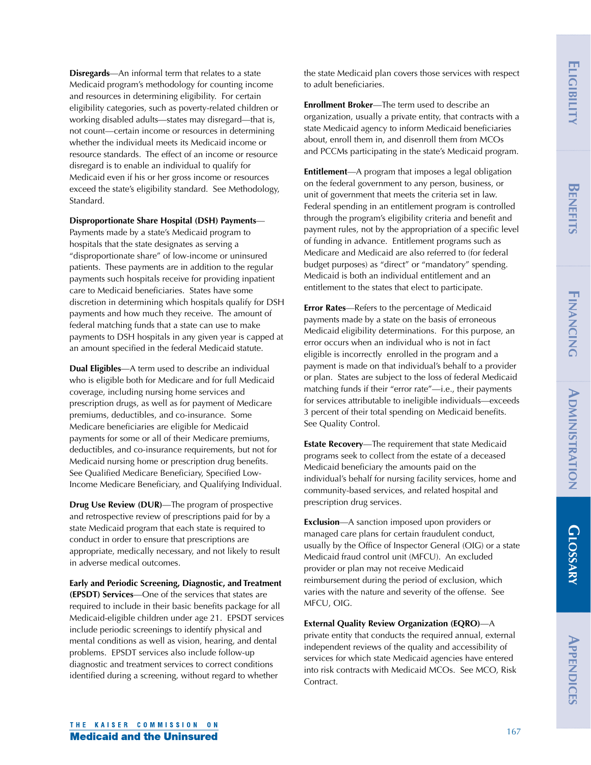**Disregards**—An informal term that relates to a state Medicaid program's methodology for counting income and resources in determining eligibility. For certain eligibility categories, such as poverty-related children or working disabled adults—states may disregard—that is, not count—certain income or resources in determining whether the individual meets its Medicaid income or resource standards. The effect of an income or resource disregard is to enable an individual to qualify for Medicaid even if his or her gross income or resources exceed the state's eligibility standard. See Methodology, Standard.

**Disproportionate Share Hospital (DSH) Payments**—Payments made by a state's Medicaid program to hospitals that the state designates as serving a "disproportionate share" of low-income or uninsured patients. These payments are in addition to the regular payments such hospitals receive for providing inpatient care to Medicaid beneficiaries. States have some discretion in determining which hospitals qualify for DSH payments and how much they receive. The amount of federal matching funds that a state can use to make payments to DSH hospitals in any given year is capped at an amount specified in the federal Medicaid statute.

**Dual Eligibles**—A term used to describe an individual who is eligible both for Medicare and for full Medicaid coverage, including nursing home services and prescription drugs, as well as for payment of Medicare premiums, deductibles, and co-insurance. Some Medicare beneficiaries are eligible for Medicaid payments for some or all of their Medicare premiums, deductibles, and co-insurance requirements, but not for Medicaid nursing home or prescription drug benefits. See Qualified Medicare Beneficiary, Specified Low-Income Medicare Beneficiary, and Qualifying Individual.

**Drug Use Review (DUR)**—The program of prospective and retrospective review of prescriptions paid for by a state Medicaid program that each state is required to conduct in order to ensure that prescriptions are appropriate, medically necessary, and not likely to result in adverse medical outcomes.

**Early and Periodic Screening, Diagnostic, and Treatment (EPSDT) Services**—One of the services that states are required to include in their basic benefits package for all Medicaid-eligible children under age 21. EPSDT services include periodic screenings to identify physical and mental conditions as well as vision, hearing, and dental problems. EPSDT services also include follow-up diagnostic and treatment services to correct conditions identified during a screening, without regard to whether the state Medicaid plan covers those services with respect to adult beneficiaries.

**Enrollment Broker**—The term used to describe an organization, usually a private entity, that contracts with a state Medicaid agency to inform Medicaid beneficiaries about, enroll them in, and disenroll them from MCOs and PCCMs participating in the state's Medicaid program.

**Entitlement**—A program that imposes a legal obligation on the federal government to any person, business, or unit of government that meets the criteria set in law. Federal spending in an entitlement program is controlled through the program's eligibility criteria and benefit and payment rules, not by the appropriation of a specific level of funding in advance. Entitlement programs such as Medicare and Medicaid are also referred to (for federal budget purposes) as "direct" or "mandatory" spending. Medicaid is both an individual entitlement and an entitlement to the states that elect to participate.

**Error Rates**—Refers to the percentage of Medicaid payments made by a state on the basis of erroneous Medicaid eligibility determinations. For this purpose, an error occurs when an individual who is not in fact eligible is incorrectly enrolled in the program and a payment is made on that individual's behalf to a provider or plan. States are subject to the loss of federal Medicaid matching funds if their "error rate"—i.e., their payments for services attributable to ineligible individuals—exceeds 3 percent of their total spending on Medicaid benefits. See Quality Control.

**Estate Recovery**—The requirement that state Medicaid programs seek to collect from the estate of a deceased Medicaid beneficiary the amounts paid on the individual's behalf for nursing facility services, home and community-based services, and related hospital and prescription drug services.

**Exclusion**—A sanction imposed upon providers or managed care plans for certain fraudulent conduct, usually by the Office of Inspector General (OIG) or a state Medicaid fraud control unit (MFCU). An excluded provider or plan may not receive Medicaid reimbursement during the period of exclusion, which varies with the nature and severity of the offense. See MFCU, OIG.

**External Quality Review Organization (EQRO)**—A private entity that conducts the required annual, external independent reviews of the quality and accessibility of services for which state Medicaid agencies have entered into risk contracts with Medicaid MCOs. See MCO, Risk Contract.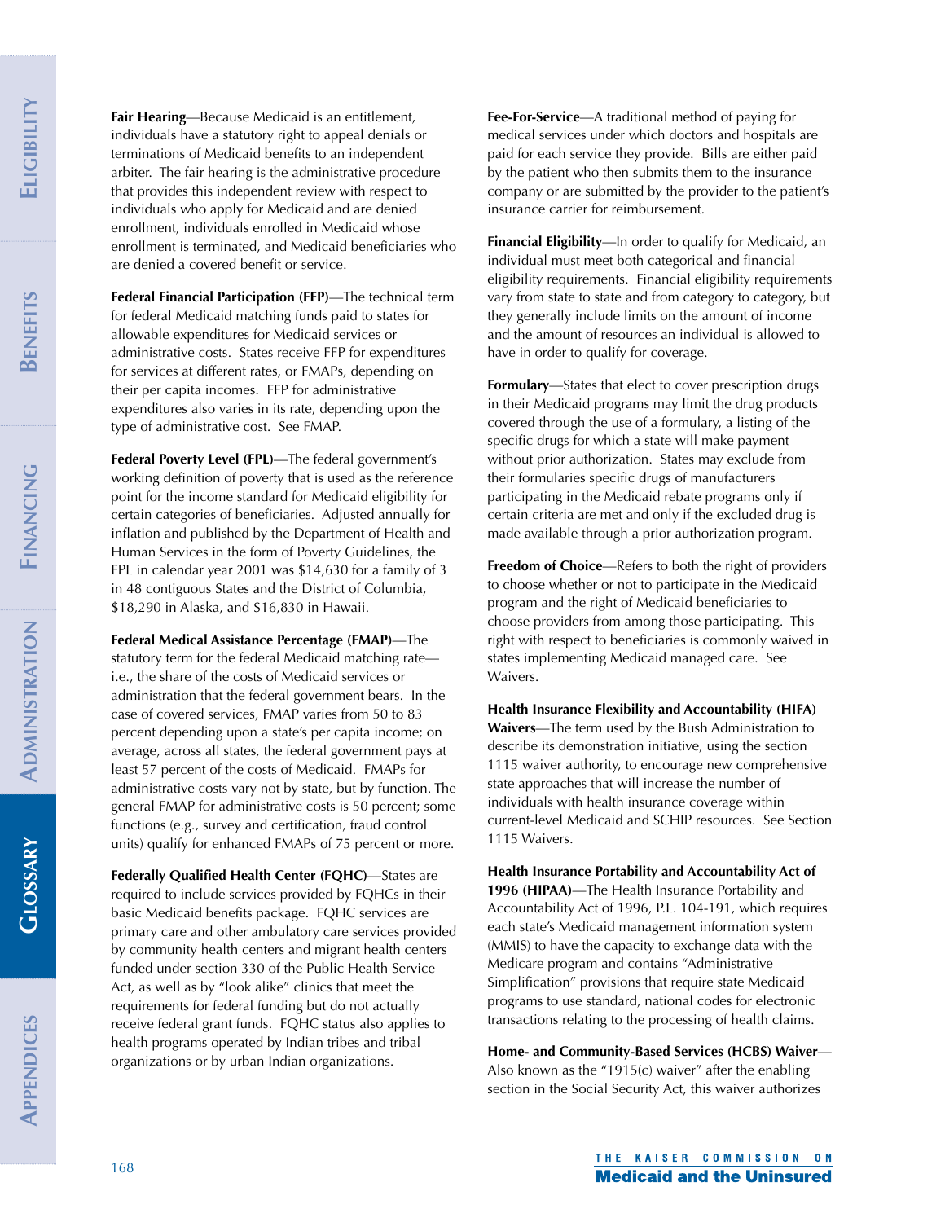**Fair Hearing**—Because Medicaid is an entitlement, individuals have a statutory right to appeal denials or terminations of Medicaid benefits to an independent arbiter. The fair hearing is the administrative procedure that provides this independent review with respect to individuals who apply for Medicaid and are denied enrollment, individuals enrolled in Medicaid whose enrollment is terminated, and Medicaid beneficiaries who are denied a covered benefit or service.

**Federal Financial Participation (FFP)**—The technical term for federal Medicaid matching funds paid to states for allowable expenditures for Medicaid services or administrative costs. States receive FFP for expenditures for services at different rates, or FMAPs, depending on their per capita incomes. FFP for administrative expenditures also varies in its rate, depending upon the type of administrative cost. See FMAP.

**Federal Poverty Level (FPL)**—The federal government's working definition of poverty that is used as the reference point for the income standard for Medicaid eligibility for certain categories of beneficiaries. Adjusted annually for inflation and published by the Department of Health and Human Services in the form of Poverty Guidelines, the FPL in calendar year 2001 was $14,630 for a family of 3 in 48 contiguous States and the District of Columbia, $18,290 in Alaska, and $16,830 in Hawaii.

**Federal Medical Assistance Percentage (FMAP)**—The statutory term for the federal Medicaid matching rate—i.e., the share of the costs of Medicaid services or administration that the federal government bears. In the case of covered services, FMAP varies from 50 to 83 percent depending upon a state's per capita income; on average, across all states, the federal government pays at least 57 percent of the costs of Medicaid. FMAPs for administrative costs vary not by state, but by function. The general FMAP for administrative costs is 50 percent; some functions (e.g., survey and certification, fraud control units) qualify for enhanced FMAPs of 75 percent or more.

**Federally Qualified Health Center (FQHC)**—States are required to include services provided by FQHCs in their basic Medicaid benefits package. FQHC services are primary care and other ambulatory care services provided by community health centers and migrant health centers funded under section 330 of the Public Health Service Act, as well as by "look alike" clinics that meet the requirements for federal funding but do not actually receive federal grant funds. FQHC status also applies to health programs operated by Indian tribes and tribal organizations or by urban Indian organizations.

**Fee-For-Service**—A traditional method of paying for medical services under which doctors and hospitals are paid for each service they provide. Bills are either paid by the patient who then submits them to the insurance company or are submitted by the provider to the patient's insurance carrier for reimbursement.

**Financial Eligibility**—In order to qualify for Medicaid, an individual must meet both categorical and financial eligibility requirements. Financial eligibility requirements vary from state to state and from category to category, but they generally include limits on the amount of income and the amount of resources an individual is allowed to have in order to qualify for coverage.

**Formulary**—States that elect to cover prescription drugs in their Medicaid programs may limit the drug products covered through the use of a formulary, a listing of the specific drugs for which a state will make payment without prior authorization. States may exclude from their formularies specific drugs of manufacturers participating in the Medicaid rebate programs only if certain criteria are met and only if the excluded drug is made available through a prior authorization program.

**Freedom of Choice**—Refers to both the right of providers to choose whether or not to participate in the Medicaid program and the right of Medicaid beneficiaries to choose providers from among those participating. This right with respect to beneficiaries is commonly waived in states implementing Medicaid managed care. See Waivers.

**Health Insurance Flexibility and Accountability (HIFA) Waivers**—The term used by the Bush Administration to describe its demonstration initiative, using the section 1115 waiver authority, to encourage new comprehensive state approaches that will increase the number of individuals with health insurance coverage within current-level Medicaid and SCHIP resources. See Section 1115 Waivers.

**Health Insurance Portability and Accountability Act of 1996 (HIPAA)**—The Health Insurance Portability and Accountability Act of 1996, P.L. 104-191, which requires each state's Medicaid management information system (MMIS) to have the capacity to exchange data with the Medicare program and contains "Administrative Simplification" provisions that require state Medicaid programs to use standard, national codes for electronic transactions relating to the processing of health claims.

**Home- and Community-Based Services (HCBS) Waiver**—Also known as the "1915(c) waiver" after the enabling section in the Social Security Act, this waiver authorizes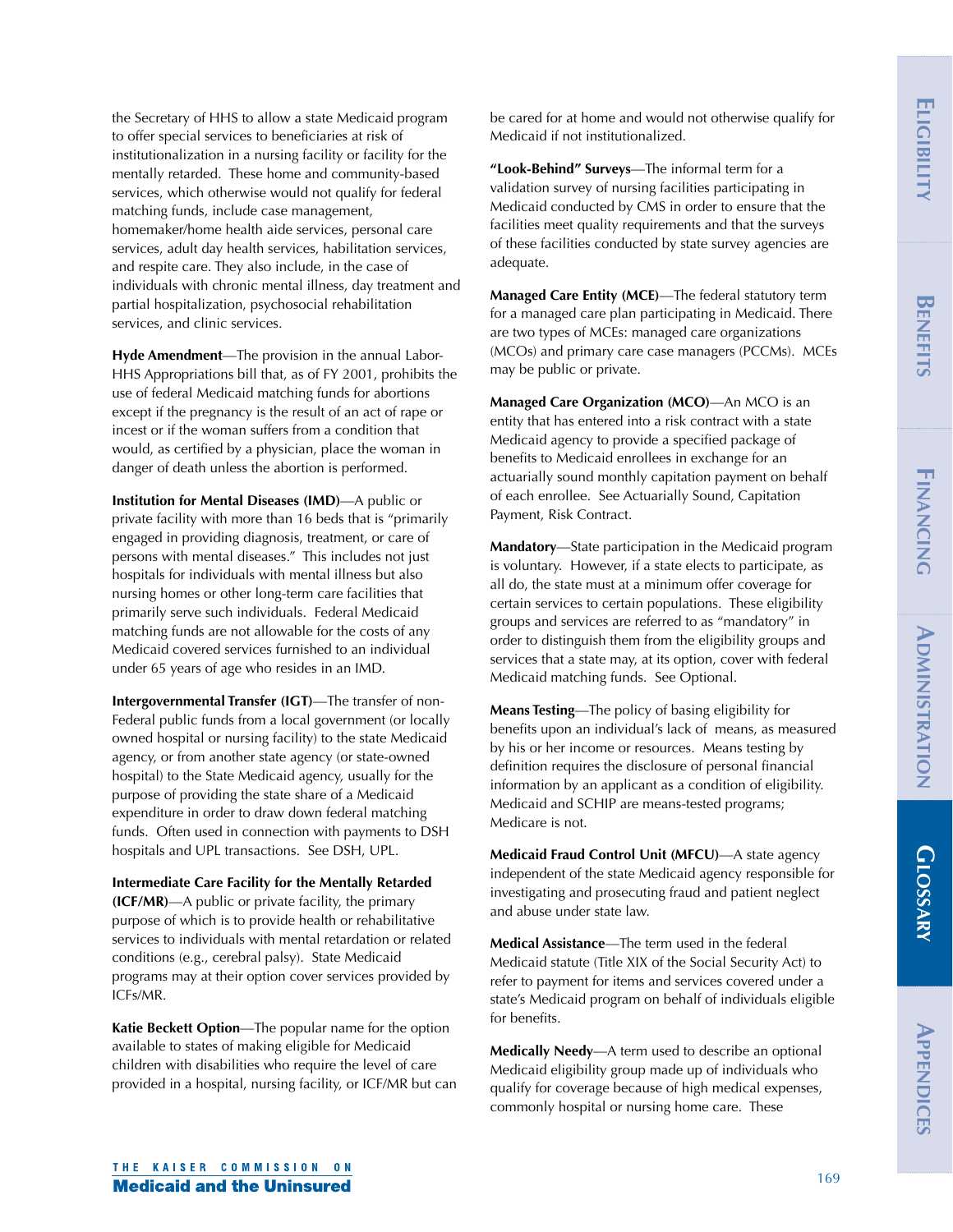the Secretary of HHS to allow a state Medicaid program to offer special services to beneficiaries at risk of institutionalization in a nursing facility or facility for the mentally retarded. These home and community-based services, which otherwise would not qualify for federal matching funds, include case management, homemaker/home health aide services, personal care services, adult day health services, habilitation services, and respite care. They also include, in the case of individuals with chronic mental illness, day treatment and partial hospitalization, psychosocial rehabilitation services, and clinic services.

**Hyde Amendment**—The provision in the annual Labor-HHS Appropriations bill that, as of FY 2001, prohibits the use of federal Medicaid matching funds for abortions except if the pregnancy is the result of an act of rape or incest or if the woman suffers from a condition that would, as certified by a physician, place the woman in danger of death unless the abortion is performed.

**Institution for Mental Diseases (IMD)**—A public or private facility with more than 16 beds that is "primarily engaged in providing diagnosis, treatment, or care of persons with mental diseases." This includes not just hospitals for individuals with mental illness but also nursing homes or other long-term care facilities that primarily serve such individuals. Federal Medicaid matching funds are not allowable for the costs of any Medicaid covered services furnished to an individual under 65 years of age who resides in an IMD.

**Intergovernmental Transfer (IGT)**—The transfer of non-Federal public funds from a local government (or locally owned hospital or nursing facility) to the state Medicaid agency, or from another state agency (or state-owned hospital) to the State Medicaid agency, usually for the purpose of providing the state share of a Medicaid expenditure in order to draw down federal matching funds. Often used in connection with payments to DSH hospitals and UPL transactions. See DSH, UPL.

**Intermediate Care Facility for the Mentally Retarded (ICF/MR)**—A public or private facility, the primary purpose of which is to provide health or rehabilitative services to individuals with mental retardation or related conditions (e.g., cerebral palsy). State Medicaid programs may at their option cover services provided by ICFs/MR.

**Katie Beckett Option**—The popular name for the option available to states of making eligible for Medicaid children with disabilities who require the level of care provided in a hospital, nursing facility, or ICF/MR but can be cared for at home and would not otherwise qualify for Medicaid if not institutionalized.

**"Look-Behind" Surveys**—The informal term for a validation survey of nursing facilities participating in Medicaid conducted by CMS in order to ensure that the facilities meet quality requirements and that the surveys of these facilities conducted by state survey agencies are adequate.

**Managed Care Entity (MCE)**—The federal statutory term for a managed care plan participating in Medicaid. There are two types of MCEs: managed care organizations (MCOs) and primary care case managers (PCCMs). MCEs may be public or private.

**Managed Care Organization (MCO)**—An MCO is an entity that has entered into a risk contract with a state Medicaid agency to provide a specified package of benefits to Medicaid enrollees in exchange for an actuarially sound monthly capitation payment on behalf of each enrollee. See Actuarially Sound, Capitation Payment, Risk Contract.

**Mandatory**—State participation in the Medicaid program is voluntary. However, if a state elects to participate, as all do, the state must at a minimum offer coverage for certain services to certain populations. These eligibility groups and services are referred to as "mandatory" in order to distinguish them from the eligibility groups and services that a state may, at its option, cover with federal Medicaid matching funds. See Optional.

**Means Testing**—The policy of basing eligibility for benefits upon an individual's lack of means, as measured by his or her income or resources. Means testing by definition requires the disclosure of personal financial information by an applicant as a condition of eligibility. Medicaid and SCHIP are means-tested programs; Medicare is not.

**Medicaid Fraud Control Unit (MFCU)**—A state agency independent of the state Medicaid agency responsible for investigating and prosecuting fraud and patient neglect and abuse under state law.

**Medical Assistance**—The term used in the federal Medicaid statute (Title XIX of the Social Security Act) to refer to payment for items and services covered under a state's Medicaid program on behalf of individuals eligible for benefits.

**Medically Needy**—A term used to describe an optional Medicaid eligibility group made up of individuals who qualify for coverage because of high medical expenses, commonly hospital or nursing home care. These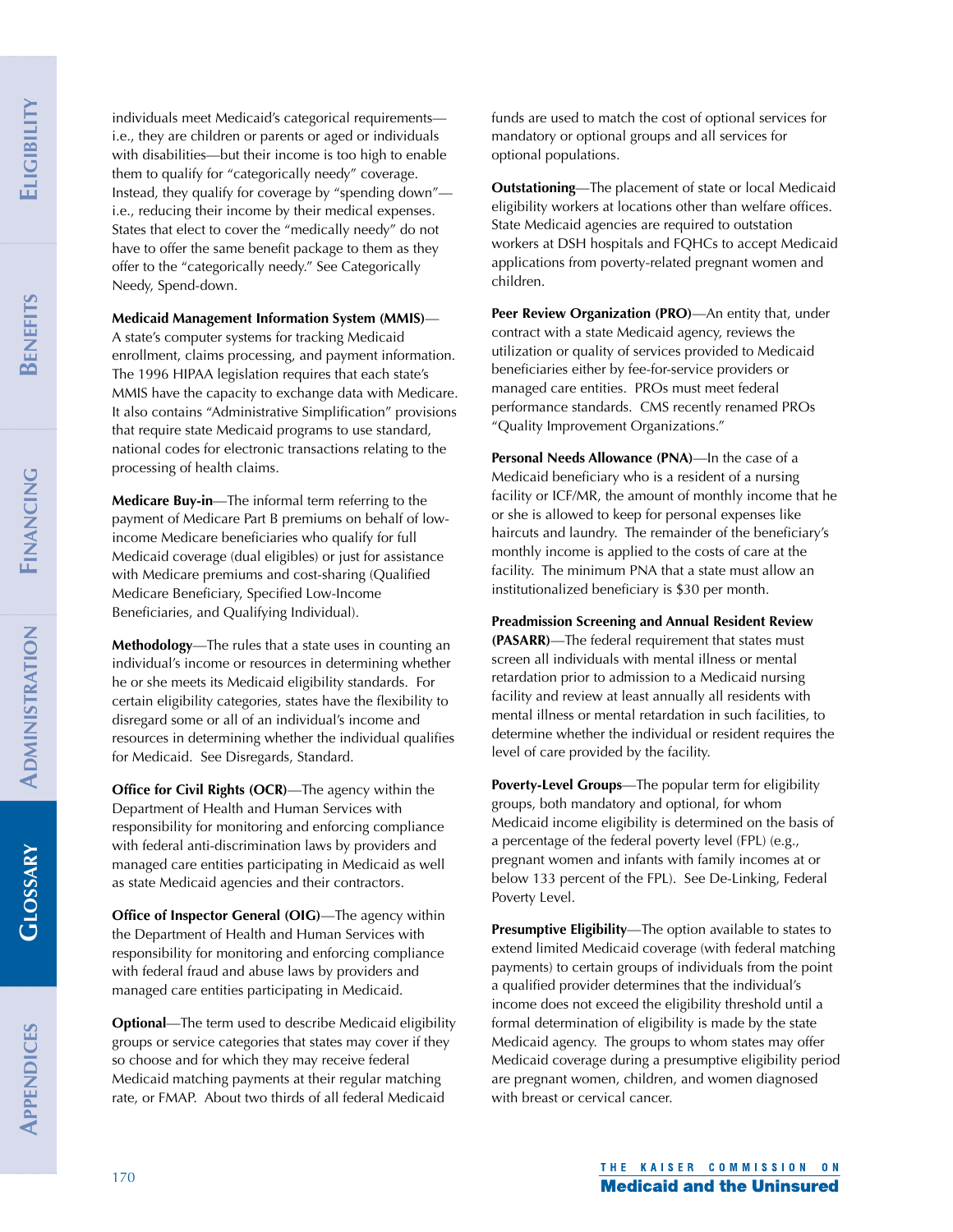individuals meet Medicaid's categorical requirements—i.e., they are children or parents or aged or individuals with disabilities—but their income is too high to enable them to qualify for "categorically needy" coverage. Instead, they qualify for coverage by "spending down"—i.e., reducing their income by their medical expenses. States that elect to cover the "medically needy" do not have to offer the same benefit package to them as they offer to the "categorically needy." See Categorically Needy, Spend-down.

**Medicaid Management Information System (MMIS)**—A state's computer systems for tracking Medicaid enrollment, claims processing, and payment information. The 1996 HIPAA legislation requires that each state's MMIS have the capacity to exchange data with Medicare. It also contains "Administrative Simplification" provisions that require state Medicaid programs to use standard, national codes for electronic transactions relating to the processing of health claims.

**Medicare Buy-in**—The informal term referring to the payment of Medicare Part B premiums on behalf of low-income Medicare beneficiaries who qualify for full Medicaid coverage (dual eligibles) or just for assistance with Medicare premiums and cost-sharing (Qualified Medicare Beneficiary, Specified Low-Income Beneficiaries, and Qualifying Individual).

**Methodology**—The rules that a state uses in counting an individual's income or resources in determining whether he or she meets its Medicaid eligibility standards. For certain eligibility categories, states have the flexibility to disregard some or all of an individual's income and resources in determining whether the individual qualifies for Medicaid. See Disregards, Standard.

**Office for Civil Rights (OCR)**—The agency within the Department of Health and Human Services with responsibility for monitoring and enforcing compliance with federal anti-discrimination laws by providers and managed care entities participating in Medicaid as well as state Medicaid agencies and their contractors.

**Office of Inspector General (OIG)**—The agency within the Department of Health and Human Services with responsibility for monitoring and enforcing compliance with federal fraud and abuse laws by providers and managed care entities participating in Medicaid.

**Optional**—The term used to describe Medicaid eligibility groups or service categories that states may cover if they so choose and for which they may receive federal Medicaid matching payments at their regular matching rate, or FMAP. About two thirds of all federal Medicaid funds are used to match the cost of optional services for mandatory or optional groups and all services for optional populations.

**Outstationing**—The placement of state or local Medicaid eligibility workers at locations other than welfare offices. State Medicaid agencies are required to outstation workers at DSH hospitals and FQHCs to accept Medicaid applications from poverty-related pregnant women and children.

**Peer Review Organization (PRO)**—An entity that, under contract with a state Medicaid agency, reviews the utilization or quality of services provided to Medicaid beneficiaries either by fee-for-service providers or managed care entities. PROs must meet federal performance standards. CMS recently renamed PROs "Quality Improvement Organizations."

**Personal Needs Allowance (PNA)**—In the case of a Medicaid beneficiary who is a resident of a nursing facility or ICF/MR, the amount of monthly income that he or she is allowed to keep for personal expenses like haircuts and laundry. The remainder of the beneficiary's monthly income is applied to the costs of care at the facility. The minimum PNA that a state must allow an institutionalized beneficiary is $30 per month.

**Preadmission Screening and Annual Resident Review (PASARR)**—The federal requirement that states must screen all individuals with mental illness or mental retardation prior to admission to a Medicaid nursing facility and review at least annually all residents with mental illness or mental retardation in such facilities, to determine whether the individual or resident requires the level of care provided by the facility.

**Poverty-Level Groups**—The popular term for eligibility groups, both mandatory and optional, for whom Medicaid income eligibility is determined on the basis of a percentage of the federal poverty level (FPL) (e.g., pregnant women and infants with family incomes at or below 133 percent of the FPL). See De-Linking, Federal Poverty Level.

**Presumptive Eligibility**—The option available to states to extend limited Medicaid coverage (with federal matching payments) to certain groups of individuals from the point a qualified provider determines that the individual's income does not exceed the eligibility threshold until a formal determination of eligibility is made by the state Medicaid agency. The groups to whom states may offer Medicaid coverage during a presumptive eligibility period are pregnant women, children, and women diagnosed with breast or cervical cancer.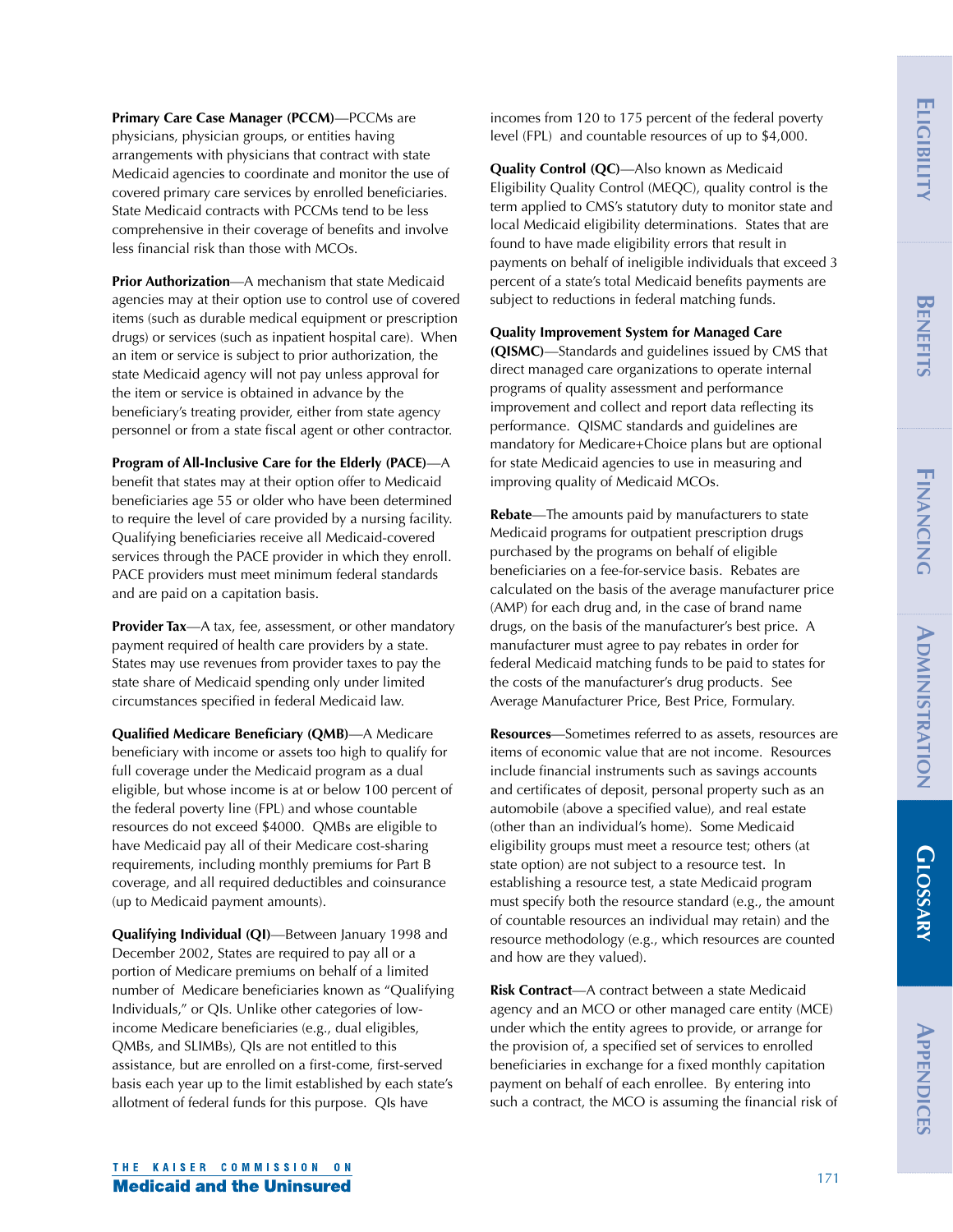**Primary Care Case Manager (PCCM)**—PCCMs are physicians, physician groups, or entities having arrangements with physicians that contract with state Medicaid agencies to coordinate and monitor the use of covered primary care services by enrolled beneficiaries. State Medicaid contracts with PCCMs tend to be less comprehensive in their coverage of benefits and involve less financial risk than those with MCOs.

**Prior Authorization**—A mechanism that state Medicaid agencies may at their option use to control use of covered items (such as durable medical equipment or prescription drugs) or services (such as inpatient hospital care). When an item or service is subject to prior authorization, the state Medicaid agency will not pay unless approval for the item or service is obtained in advance by the beneficiary's treating provider, either from state agency personnel or from a state fiscal agent or other contractor.

**Program of All-Inclusive Care for the Elderly (PACE)**—A benefit that states may at their option offer to Medicaid beneficiaries age 55 or older who have been determined to require the level of care provided by a nursing facility. Qualifying beneficiaries receive all Medicaid-covered services through the PACE provider in which they enroll. PACE providers must meet minimum federal standards and are paid on a capitation basis.

**Provider Tax**—A tax, fee, assessment, or other mandatory payment required of health care providers by a state. States may use revenues from provider taxes to pay the state share of Medicaid spending only under limited circumstances specified in federal Medicaid law.

**Qualified Medicare Beneficiary (QMB)**—A Medicare beneficiary with income or assets too high to qualify for full coverage under the Medicaid program as a dual eligible, but whose income is at or below 100 percent of the federal poverty line (FPL) and whose countable resources do not exceed $4000. QMBs are eligible to have Medicaid pay all of their Medicare cost-sharing requirements, including monthly premiums for Part B coverage, and all required deductibles and coinsurance (up to Medicaid payment amounts).

**Qualifying Individual (QI)**—Between January 1998 and December 2002, States are required to pay all or a portion of Medicare premiums on behalf of a limited number of Medicare beneficiaries known as "Qualifying Individuals," or QIs. Unlike other categories of low-income Medicare beneficiaries (e.g., dual eligibles, QMBs, and SLIMBs), QIs are not entitled to this assistance, but are enrolled on a first-come, first-served basis each year up to the limit established by each state's allotment of federal funds for this purpose. QIs have incomes from 120 to 175 percent of the federal poverty level (FPL) and countable resources of up to $4,000.

**Quality Control (QC)**—Also known as Medicaid Eligibility Quality Control (MEQC), quality control is the term applied to CMS's statutory duty to monitor state and local Medicaid eligibility determinations. States that are found to have made eligibility errors that result in payments on behalf of ineligible individuals that exceed 3 percent of a state's total Medicaid benefits payments are subject to reductions in federal matching funds.

**Quality Improvement System for Managed Care (QISMC)**—Standards and guidelines issued by CMS that direct managed care organizations to operate internal programs of quality assessment and performance improvement and collect and report data reflecting its performance. QISMC standards and guidelines are mandatory for Medicare+Choice plans but are optional for state Medicaid agencies to use in measuring and improving quality of Medicaid MCOs.

**Rebate**—The amounts paid by manufacturers to state Medicaid programs for outpatient prescription drugs purchased by the programs on behalf of eligible beneficiaries on a fee-for-service basis. Rebates are calculated on the basis of the average manufacturer price (AMP) for each drug and, in the case of brand name drugs, on the basis of the manufacturer's best price. A manufacturer must agree to pay rebates in order for federal Medicaid matching funds to be paid to states for the costs of the manufacturer's drug products. See Average Manufacturer Price, Best Price, Formulary.

**Resources**—Sometimes referred to as assets, resources are items of economic value that are not income. Resources include financial instruments such as savings accounts and certificates of deposit, personal property such as an automobile (above a specified value), and real estate (other than an individual's home). Some Medicaid eligibility groups must meet a resource test; others (at state option) are not subject to a resource test. In establishing a resource test, a state Medicaid program must specify both the resource standard (e.g., the amount of countable resources an individual may retain) and the resource methodology (e.g., which resources are counted and how are they valued).

**Risk Contract**—A contract between a state Medicaid agency and an MCO or other managed care entity (MCE) under which the entity agrees to provide, or arrange for the provision of, a specified set of services to enrolled beneficiaries in exchange for a fixed monthly capitation payment on behalf of each enrollee. By entering into such a contract, the MCO is assuming the financial risk of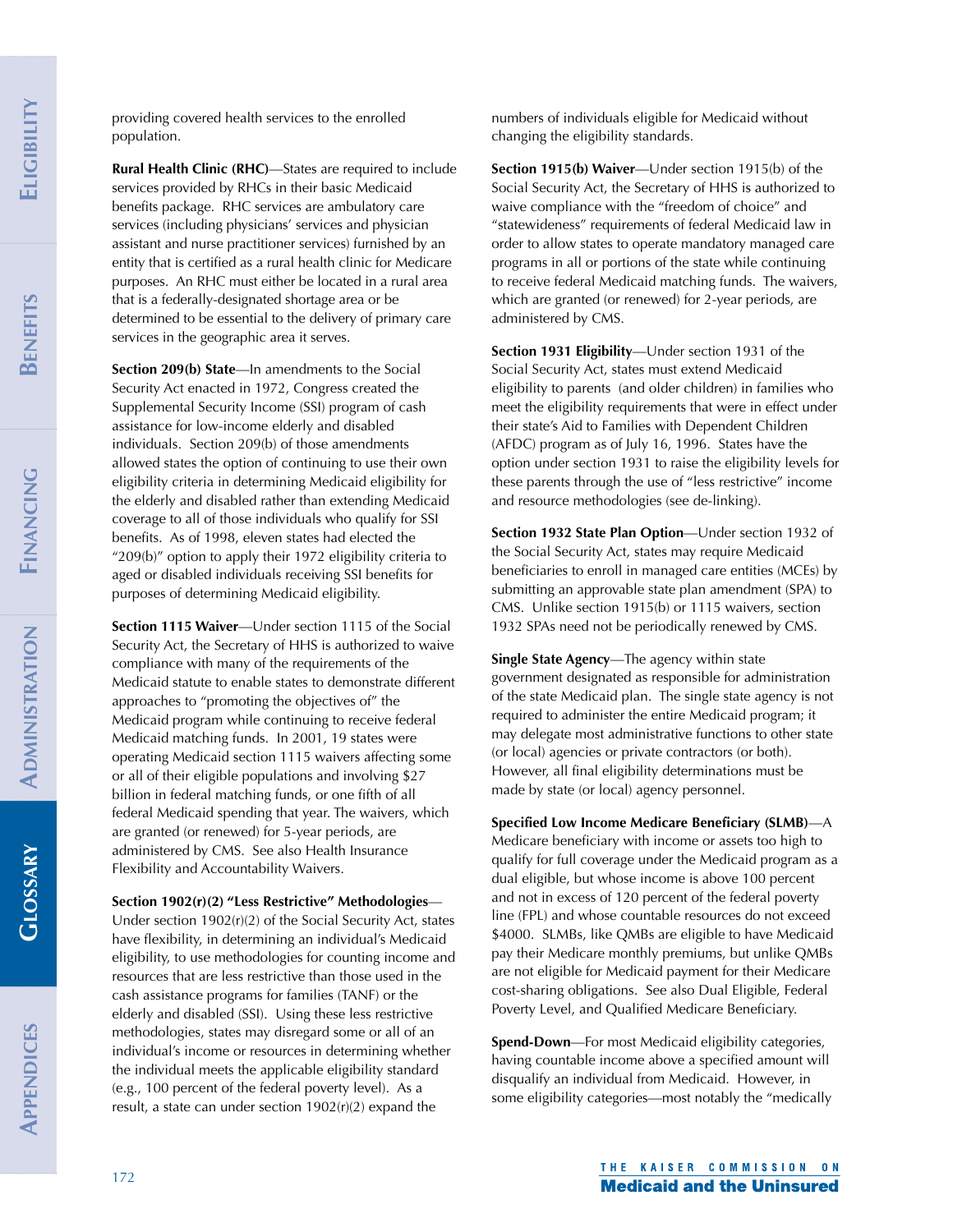providing covered health services to the enrolled population.

**Rural Health Clinic (RHC)**—States are required to include services provided by RHCs in their basic Medicaid benefits package. RHC services are ambulatory care services (including physicians' services and physician assistant and nurse practitioner services) furnished by an entity that is certified as a rural health clinic for Medicare purposes. An RHC must either be located in a rural area that is a federally-designated shortage area or be determined to be essential to the delivery of primary care services in the geographic area it serves.

**Section 209(b) State**—In amendments to the Social Security Act enacted in 1972, Congress created the Supplemental Security Income (SSI) program of cash assistance for low-income elderly and disabled individuals. Section 209(b) of those amendments allowed states the option of continuing to use their own eligibility criteria in determining Medicaid eligibility for the elderly and disabled rather than extending Medicaid coverage to all of those individuals who qualify for SSI benefits. As of 1998, eleven states had elected the "209(b)" option to apply their 1972 eligibility criteria to aged or disabled individuals receiving SSI benefits for purposes of determining Medicaid eligibility.

**Section 1115 Waiver**—Under section 1115 of the Social Security Act, the Secretary of HHS is authorized to waive compliance with many of the requirements of the Medicaid statute to enable states to demonstrate different approaches to "promoting the objectives of" the Medicaid program while continuing to receive federal Medicaid matching funds. In 2001, 19 states were operating Medicaid section 1115 waivers affecting some or all of their eligible populations and involving $27 billion in federal matching funds, or one fifth of all federal Medicaid spending that year. The waivers, which are granted (or renewed) for 5-year periods, are administered by CMS. See also Health Insurance Flexibility and Accountability Waivers.

**Section 1902(r)(2) "Less Restrictive" Methodologies**—Under section 1902(r)(2) of the Social Security Act, states have flexibility, in determining an individual's Medicaid eligibility, to use methodologies for counting income and resources that are less restrictive than those used in the cash assistance programs for families (TANF) or the elderly and disabled (SSI). Using these less restrictive methodologies, states may disregard some or all of an individual's income or resources in determining whether the individual meets the applicable eligibility standard (e.g., 100 percent of the federal poverty level). As a result, a state can under section 1902(r)(2) expand the numbers of individuals eligible for Medicaid without changing the eligibility standards.

**Section 1915(b) Waiver**—Under section 1915(b) of the Social Security Act, the Secretary of HHS is authorized to waive compliance with the "freedom of choice" and "statewideness" requirements of federal Medicaid law in order to allow states to operate mandatory managed care programs in all or portions of the state while continuing to receive federal Medicaid matching funds. The waivers, which are granted (or renewed) for 2-year periods, are administered by CMS.

**Section 1931 Eligibility**—Under section 1931 of the Social Security Act, states must extend Medicaid eligibility to parents (and older children) in families who meet the eligibility requirements that were in effect under their state's Aid to Families with Dependent Children (AFDC) program as of July 16, 1996. States have the option under section 1931 to raise the eligibility levels for these parents through the use of "less restrictive" income and resource methodologies (see de-linking).

**Section 1932 State Plan Option**—Under section 1932 of the Social Security Act, states may require Medicaid beneficiaries to enroll in managed care entities (MCEs) by submitting an approvable state plan amendment (SPA) to CMS. Unlike section 1915(b) or 1115 waivers, section 1932 SPAs need not be periodically renewed by CMS.

**Single State Agency**—The agency within state government designated as responsible for administration of the state Medicaid plan. The single state agency is not required to administer the entire Medicaid program; it may delegate most administrative functions to other state (or local) agencies or private contractors (or both). However, all final eligibility determinations must be made by state (or local) agency personnel.

**Specified Low Income Medicare Beneficiary (SLMB)**—A Medicare beneficiary with income or assets too high to qualify for full coverage under the Medicaid program as a dual eligible, but whose income is above 100 percent and not in excess of 120 percent of the federal poverty line (FPL) and whose countable resources do not exceed $4000. SLMBs, like QMBs are eligible to have Medicaid pay their Medicare monthly premiums, but unlike QMBs are not eligible for Medicaid payment for their Medicare cost-sharing obligations. See also Dual Eligible, Federal Poverty Level, and Qualified Medicare Beneficiary.

**Spend-Down**—For most Medicaid eligibility categories, having countable income above a specified amount will disqualify an individual from Medicaid. However, in some eligibility categories—most notably the "medically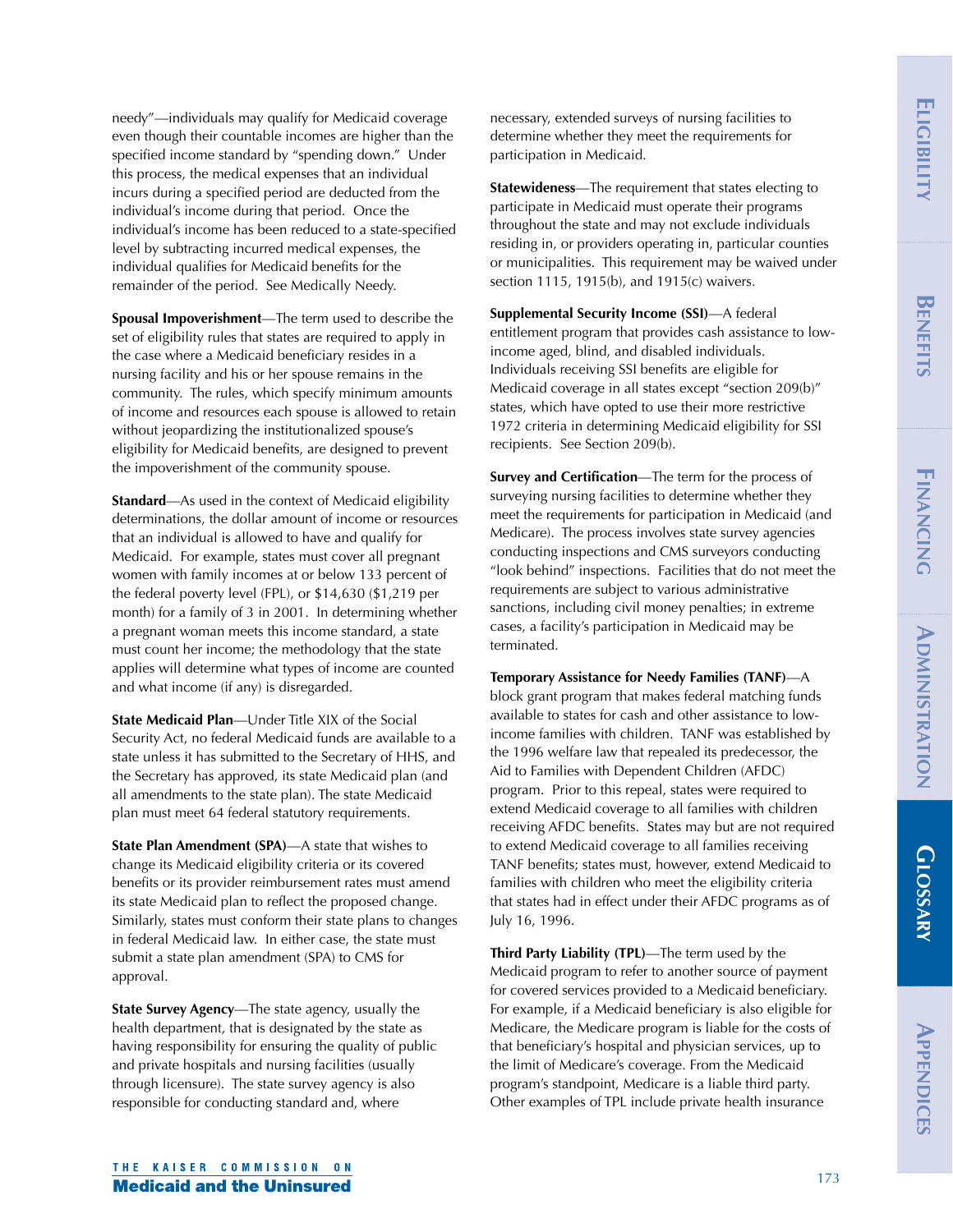needy"—individuals may qualify for Medicaid coverage even though their countable incomes are higher than the specified income standard by "spending down." Under this process, the medical expenses that an individual incurs during a specified period are deducted from the individual's income during that period. Once the individual's income has been reduced to a state-specified level by subtracting incurred medical expenses, the individual qualifies for Medicaid benefits for the remainder of the period. See Medically Needy.

**Spousal Impoverishment**—The term used to describe the set of eligibility rules that states are required to apply in the case where a Medicaid beneficiary resides in a nursing facility and his or her spouse remains in the community. The rules, which specify minimum amounts of income and resources each spouse is allowed to retain without jeopardizing the institutionalized spouse's eligibility for Medicaid benefits, are designed to prevent the impoverishment of the community spouse.

**Standard**—As used in the context of Medicaid eligibility determinations, the dollar amount of income or resources that an individual is allowed to have and qualify for Medicaid. For example, states must cover all pregnant women with family incomes at or below 133 percent of the federal poverty level (FPL), or $14,630 ($1,219 per month) for a family of 3 in 2001. In determining whether a pregnant woman meets this income standard, a state must count her income; the methodology that the state applies will determine what types of income are counted and what income (if any) is disregarded.

**State Medicaid Plan**—Under Title XIX of the Social Security Act, no federal Medicaid funds are available to a state unless it has submitted to the Secretary of HHS, and the Secretary has approved, its state Medicaid plan (and all amendments to the state plan). The state Medicaid plan must meet 64 federal statutory requirements.

**State Plan Amendment (SPA)**—A state that wishes to change its Medicaid eligibility criteria or its covered benefits or its provider reimbursement rates must amend its state Medicaid plan to reflect the proposed change. Similarly, states must conform their state plans to changes in federal Medicaid law. In either case, the state must submit a state plan amendment (SPA) to CMS for approval.

**State Survey Agency**—The state agency, usually the health department, that is designated by the state as having responsibility for ensuring the quality of public and private hospitals and nursing facilities (usually through licensure). The state survey agency is also responsible for conducting standard and, where necessary, extended surveys of nursing facilities to determine whether they meet the requirements for participation in Medicaid.

**Statewideness**—The requirement that states electing to participate in Medicaid must operate their programs throughout the state and may not exclude individuals residing in, or providers operating in, particular counties or municipalities. This requirement may be waived under section 1115, 1915(b), and 1915(c) waivers.

**Supplemental Security Income (SSI)**—A federal entitlement program that provides cash assistance to low-income aged, blind, and disabled individuals. Individuals receiving SSI benefits are eligible for Medicaid coverage in all states except "section 209(b)" states, which have opted to use their more restrictive 1972 criteria in determining Medicaid eligibility for SSI recipients. See Section 209(b).

**Survey and Certification**—The term for the process of surveying nursing facilities to determine whether they meet the requirements for participation in Medicaid (and Medicare). The process involves state survey agencies conducting inspections and CMS surveyors conducting "look behind" inspections. Facilities that do not meet the requirements are subject to various administrative sanctions, including civil money penalties; in extreme cases, a facility's participation in Medicaid may be terminated.

**Temporary Assistance for Needy Families (TANF)**—A block grant program that makes federal matching funds available to states for cash and other assistance to low-income families with children. TANF was established by the 1996 welfare law that repealed its predecessor, the Aid to Families with Dependent Children (AFDC) program. Prior to this repeal, states were required to extend Medicaid coverage to all families with children receiving AFDC benefits. States may but are not required to extend Medicaid coverage to all families receiving TANF benefits; states must, however, extend Medicaid to families with children who meet the eligibility criteria that states had in effect under their AFDC programs as of July 16, 1996.

**Third Party Liability (TPL)**—The term used by the Medicaid program to refer to another source of payment for covered services provided to a Medicaid beneficiary. For example, if a Medicaid beneficiary is also eligible for Medicare, the Medicare program is liable for the costs of that beneficiary's hospital and physician services, up to the limit of Medicare's coverage. From the Medicaid program's standpoint, Medicare is a liable third party. Other examples of TPL include private health insurance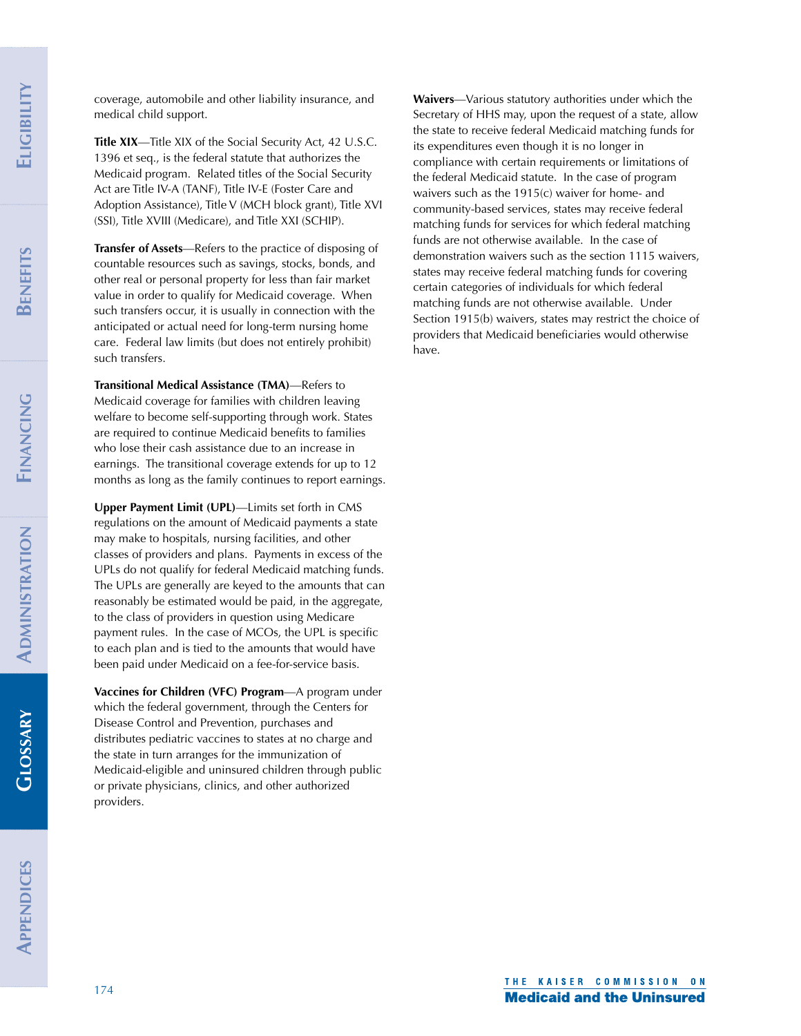coverage, automobile and other liability insurance, and medical child support.

**Title XIX**—Title XIX of the Social Security Act, 42 U.S.C. 1396 et seq., is the federal statute that authorizes the Medicaid program. Related titles of the Social Security Act are Title IV-A (TANF), Title IV-E (Foster Care and Adoption Assistance), Title V (MCH block grant), Title XVI (SSI), Title XVIII (Medicare), and Title XXI (SCHIP).

**Transfer of Assets**—Refers to the practice of disposing of countable resources such as savings, stocks, bonds, and other real or personal property for less than fair market value in order to qualify for Medicaid coverage. When such transfers occur, it is usually in connection with the anticipated or actual need for long-term nursing home care. Federal law limits (but does not entirely prohibit) such transfers.

**Transitional Medical Assistance (TMA)**—Refers to Medicaid coverage for families with children leaving welfare to become self-supporting through work. States are required to continue Medicaid benefits to families who lose their cash assistance due to an increase in earnings. The transitional coverage extends for up to 12 months as long as the family continues to report earnings.

**Upper Payment Limit (UPL)**—Limits set forth in CMS regulations on the amount of Medicaid payments a state may make to hospitals, nursing facilities, and other classes of providers and plans. Payments in excess of the UPLs do not qualify for federal Medicaid matching funds. The UPLs are generally are keyed to the amounts that can reasonably be estimated would be paid, in the aggregate, to the class of providers in question using Medicare payment rules. In the case of MCOs, the UPL is specific to each plan and is tied to the amounts that would have been paid under Medicaid on a fee-for-service basis.

**Vaccines for Children (VFC) Program**—A program under which the federal government, through the Centers for Disease Control and Prevention, purchases and distributes pediatric vaccines to states at no charge and the state in turn arranges for the immunization of Medicaid-eligible and uninsured children through public or private physicians, clinics, and other authorized providers.

**Waivers**—Various statutory authorities under which the Secretary of HHS may, upon the request of a state, allow the state to receive federal Medicaid matching funds for its expenditures even though it is no longer in compliance with certain requirements or limitations of the federal Medicaid statute. In the case of program waivers such as the 1915(c) waiver for home- and community-based services, states may receive federal matching funds for services for which federal matching funds are not otherwise available. In the case of demonstration waivers such as the section 1115 waivers, states may receive federal matching funds for covering certain categories of individuals for which federal matching funds are not otherwise available. Under Section 1915(b) waivers, states may restrict the choice of providers that Medicaid beneficiaries would otherwise have.